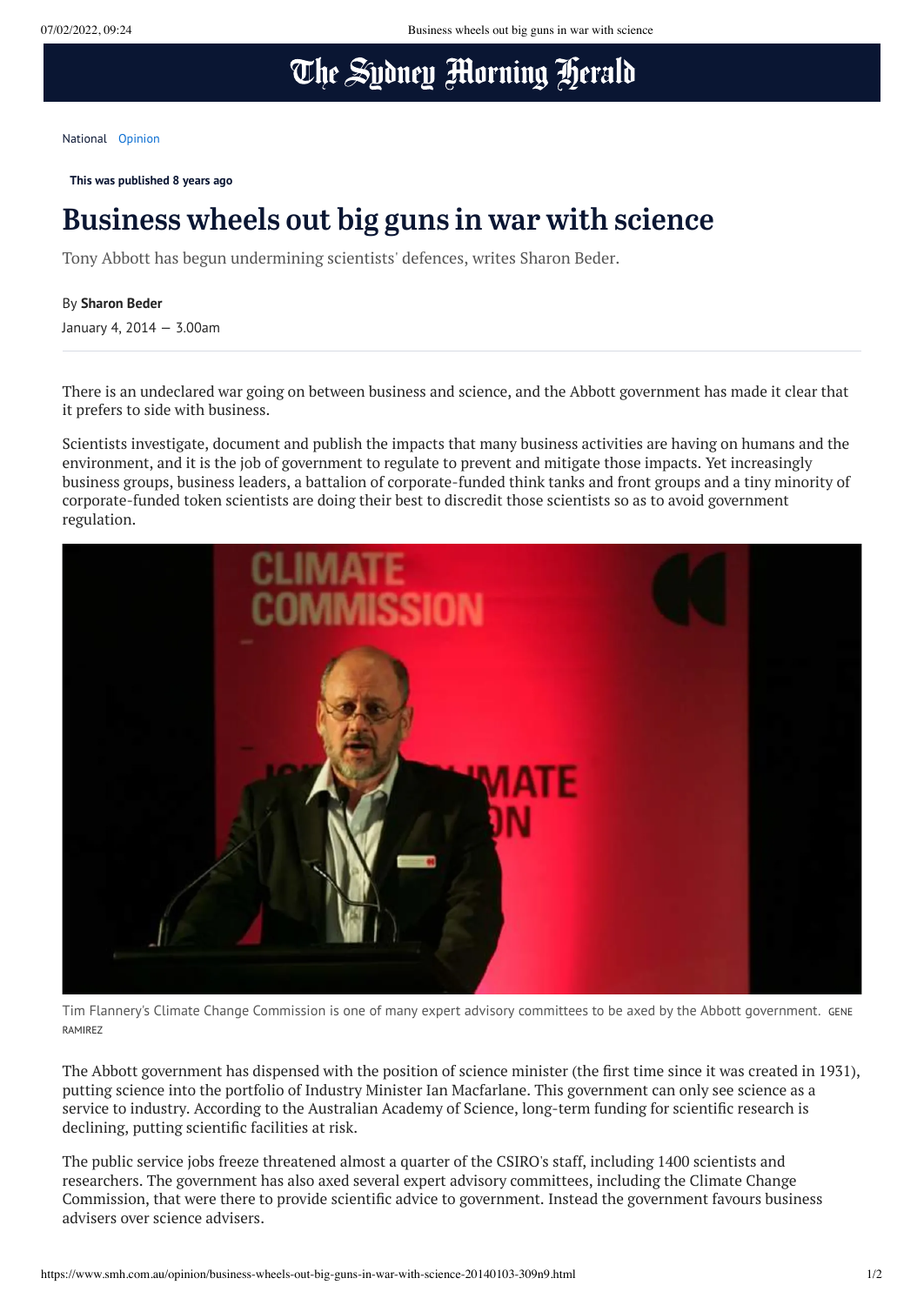National Opinion

**This was published 8 years ago**

# Business wheels out big guns in war with science

Tony Abbott has begun undermining scientists' defences, writes Sharon Beder.

By **Sharon Beder**

January 4, 2014 — 3.00am

There is an undeclared war going on between business and science, and the Abbott government has made it clear that it prefers to side with business.

Scientists investigate, document and publish the impacts that many business activities are having on humans and the environment, and it is the job of government to regulate to prevent and mitigate those impacts. Yet increasingly business groups, business leaders, a battalion of corporate-funded think tanks and front groups and a tiny minority of corporate-funded token scientists are doing their best to discredit those scientists so as to avoid government regulation.

Tim Flannery's Climate Change Commission is one of many expert advisory committees to be axed by the Abbott government. GENE RAMIREZ

The Abbott government has dispensed with the position of science minister (the first time since it was created in 1931), putting science into the portfolio of Industry Minister Ian Macfarlane. This government can only see science as a service to industry. According to the Australian Academy of Science, long-term funding for scientific research is declining, putting scientific facilities at risk.

The public service jobs freeze threatened almost a quarter of the CSIRO's staff, including 1400 scientists and researchers. The government has also axed several expert advisory committees, including the Climate Change Commission, that were there to provide scientific advice to government. Instead the government favours business advisers over science advisers.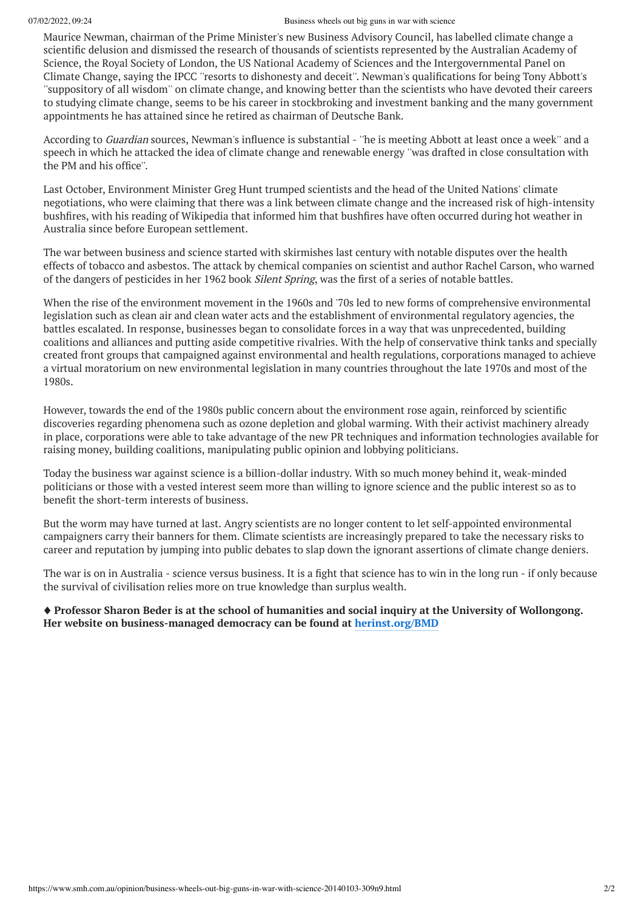Maurice Newman, chairman of the Prime Minister's new Business Advisory Council, has labelled climate change a scientific delusion and dismissed the research of thousands of scientists represented by the Australian Academy of Science, the Royal Society of London, the US National Academy of Sciences and the Intergovernmental Panel on Climate Change, saying the IPCC ''resorts to dishonesty and deceit''. Newman's qualifications for being Tony Abbott's ''suppository of all wisdom'' on climate change, and knowing better than the scientists who have devoted their careers to studying climate change, seems to be his career in stockbroking and investment banking and the many government appointments he has attained since he retired as chairman of Deutsche Bank.

According to *Guardian* sources, Newman's influence is substantial - ''he is meeting Abbott at least once a week'' and a speech in which he attacked the idea of climate change and renewable energy ''was drafted in close consultation with the PM and his office''.

Last October, Environment Minister Greg Hunt trumped scientists and the head of the United Nations' climate negotiations, who were claiming that there was a link between climate change and the increased risk of high-intensity bushfires, with his reading of Wikipedia that informed him that bushfires have often occurred during hot weather in Australia since before European settlement.

The war between business and science started with skirmishes last century with notable disputes over the health effects of tobacco and asbestos. The attack by chemical companies on scientist and author Rachel Carson, who warned of the dangers of pesticides in her 1962 book *Silent Spring*, was the first of a series of notable battles.

When the rise of the environment movement in the 1960s and '70s led to new forms of comprehensive environmental legislation such as clean air and clean water acts and the establishment of environmental regulatory agencies, the battles escalated. In response, businesses began to consolidate forces in a way that was unprecedented, building coalitions and alliances and putting aside competitive rivalries. With the help of conservative think tanks and specially created front groups that campaigned against environmental and health regulations, corporations managed to achieve a virtual moratorium on new environmental legislation in many countries throughout the late 1970s and most of the 1980s.

However, towards the end of the 1980s public concern about the environment rose again, reinforced by scientific discoveries regarding phenomena such as ozone depletion and global warming. With their activist machinery already in place, corporations were able to take advantage of the new PR techniques and information technologies available for raising money, building coalitions, manipulating public opinion and lobbying politicians.

Today the business war against science is a billion-dollar industry. With so much money behind it, weak-minded politicians or those with a vested interest seem more than willing to ignore science and the public interest so as to benefit the short-term interests of business.

But the worm may have turned at last. Angry scientists are no longer content to let self-appointed environmental campaigners carry their banners for them. Climate scientists are increasingly prepared to take the necessary risks to career and reputation by jumping into public debates to slap down the ignorant assertions of climate change deniers.

The war is on in Australia - science versus business. It is a fight that science has to win in the long run - if only because the survival of civilisation relies more on true knowledge than surplus wealth.

♦ **Professor Sharon Beder is at the school of humanities and social inquiry at the University of Wollongong. Her website on business-managed democracy can be found at herinst.org/BMD**